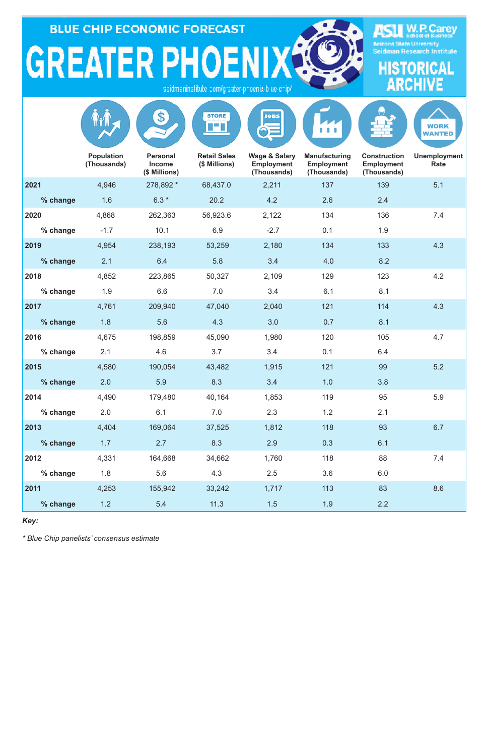# BLUE CHIP ECONOMIC FORECAST

# GREATER PHOENIX

seidmaninstitute.com/greater-phoenix-blue-chip/

ASU W. P. Carey School of Business
Arizona State University
Seidman Research Institute

## HISTORICAL ARCHIVE

| | Population (Thousands) | Personal Income ($ Millions) | Retail Sales ($ Millions) | Wage & Salary Employment (Thousands) | Manufacturing Employment (Thousands) | Construction Employment (Thousands) | Unemployment Rate |
|---|---|---|---|---|---|---|---|
| **2021** | 4,946 | 278,892 * | 68,437.0 | 2,211 | 137 | 139 | 5.1 |
| **% change** | 1.6 | 6.3 * | 20.2 | 4.2 | 2.6 | 2.4 | |
| **2020** | 4,868 | 262,363 | 56,923.6 | 2,122 | 134 | 136 | 7.4 |
| **% change** | -1.7 | 10.1 | 6.9 | -2.7 | 0.1 | 1.9 | |
| **2019** | 4,954 | 238,193 | 53,259 | 2,180 | 134 | 133 | 4.3 |
| **% change** | 2.1 | 6.4 | 5.8 | 3.4 | 4.0 | 8.2 | |
| **2018** | 4,852 | 223,865 | 50,327 | 2,109 | 129 | 123 | 4.2 |
| **% change** | 1.9 | 6.6 | 7.0 | 3.4 | 6.1 | 8.1 | |
| **2017** | 4,761 | 209,940 | 47,040 | 2,040 | 121 | 114 | 4.3 |
| **% change** | 1.8 | 5.6 | 4.3 | 3.0 | 0.7 | 8.1 | |
| **2016** | 4,675 | 198,859 | 45,090 | 1,980 | 120 | 105 | 4.7 |
| **% change** | 2.1 | 4.6 | 3.7 | 3.4 | 0.1 | 6.4 | |
| **2015** | 4,580 | 190,054 | 43,482 | 1,915 | 121 | 99 | 5.2 |
| **% change** | 2.0 | 5.9 | 8.3 | 3.4 | 1.0 | 3.8 | |
| **2014** | 4,490 | 179,480 | 40,164 | 1,853 | 119 | 95 | 5.9 |
| **% change** | 2.0 | 6.1 | 7.0 | 2.3 | 1.2 | 2.1 | |
| **2013** | 4,404 | 169,064 | 37,525 | 1,812 | 118 | 93 | 6.7 |
| **% change** | 1.7 | 2.7 | 8.3 | 2.9 | 0.3 | 6.1 | |
| **2012** | 4,331 | 164,668 | 34,662 | 1,760 | 118 | 88 | 7.4 |
| **% change** | 1.8 | 5.6 | 4.3 | 2.5 | 3.6 | 6.0 | |
| **2011** | 4,253 | 155,942 | 33,242 | 1,717 | 113 | 83 | 8.6 |
| **% change** | 1.2 | 5.4 | 11.3 | 1.5 | 1.9 | 2.2 | |

***Key:***

*\* Blue Chip panelists' consensus estimate*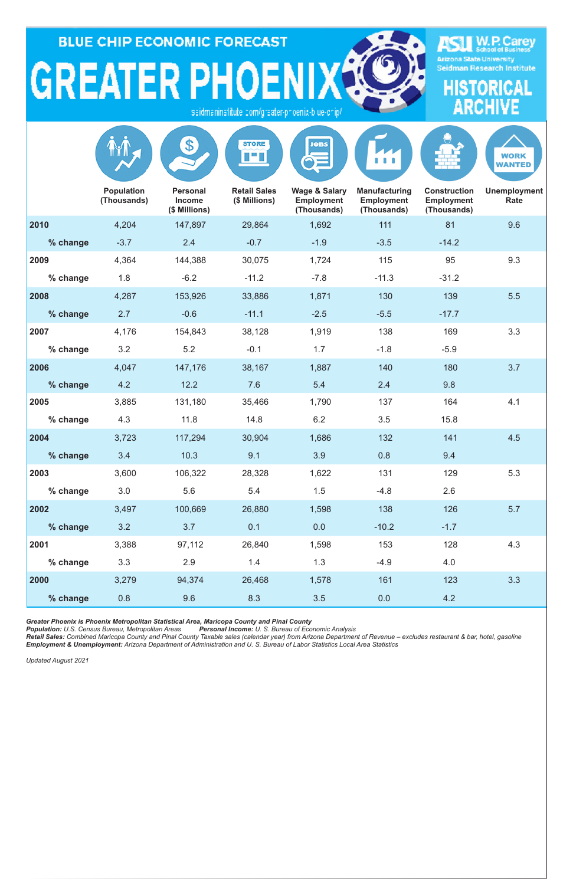BLUE CHIP ECONOMIC FORECAST

# GREATER PHOENIX

seidmaninstitute.com/greater-phoenix-blue-chip/

ASU W. P. Carey School of Business
Arizona State University
Seidman Research Institute

## HISTORICAL ARCHIVE

| | Population (Thousands) | Personal Income ($ Millions) | Retail Sales ($ Millions) | Wage & Salary Employment (Thousands) | Manufacturing Employment (Thousands) | Construction Employment (Thousands) | Unemployment Rate |
|---|---|---|---|---|---|---|---|
| **2010** | 4,204 | 147,897 | 29,864 | 1,692 | 111 | 81 | 9.6 |
| **% change** | -3.7 | 2.4 | -0.7 | -1.9 | -3.5 | -14.2 | |
| **2009** | 4,364 | 144,388 | 30,075 | 1,724 | 115 | 95 | 9.3 |
| **% change** | 1.8 | -6.2 | -11.2 | -7.8 | -11.3 | -31.2 | |
| **2008** | 4,287 | 153,926 | 33,886 | 1,871 | 130 | 139 | 5.5 |
| **% change** | 2.7 | -0.6 | -11.1 | -2.5 | -5.5 | -17.7 | |
| **2007** | 4,176 | 154,843 | 38,128 | 1,919 | 138 | 169 | 3.3 |
| **% change** | 3.2 | 5.2 | -0.1 | 1.7 | -1.8 | -5.9 | |
| **2006** | 4,047 | 147,176 | 38,167 | 1,887 | 140 | 180 | 3.7 |
| **% change** | 4.2 | 12.2 | 7.6 | 5.4 | 2.4 | 9.8 | |
| **2005** | 3,885 | 131,180 | 35,466 | 1,790 | 137 | 164 | 4.1 |
| **% change** | 4.3 | 11.8 | 14.8 | 6.2 | 3.5 | 15.8 | |
| **2004** | 3,723 | 117,294 | 30,904 | 1,686 | 132 | 141 | 4.5 |
| **% change** | 3.4 | 10.3 | 9.1 | 3.9 | 0.8 | 9.4 | |
| **2003** | 3,600 | 106,322 | 28,328 | 1,622 | 131 | 129 | 5.3 |
| **% change** | 3.0 | 5.6 | 5.4 | 1.5 | -4.8 | 2.6 | |
| **2002** | 3,497 | 100,669 | 26,880 | 1,598 | 138 | 126 | 5.7 |
| **% change** | 3.2 | 3.7 | 0.1 | 0.0 | -10.2 | -1.7 | |
| **2001** | 3,388 | 97,112 | 26,840 | 1,598 | 153 | 128 | 4.3 |
| **% change** | 3.3 | 2.9 | 1.4 | 1.3 | -4.9 | 4.0 | |
| **2000** | 3,279 | 94,374 | 26,468 | 1,578 | 161 | 123 | 3.3 |
| **% change** | 0.8 | 9.6 | 8.3 | 3.5 | 0.0 | 4.2 | |

***Greater Phoenix is Phoenix Metropolitan Statistical Area, Maricopa County and Pinal County***
***Population:*** *U.S. Census Bureau, Metropolitan Areas* ***Personal Income:*** *U. S. Bureau of Economic Analysis*
***Retail Sales:*** *Combined Maricopa County and Pinal County Taxable sales (calendar year) from Arizona Department of Revenue – excludes restaurant & bar, hotel, gasoline*
***Employment & Unemployment:*** *Arizona Department of Administration and U. S. Bureau of Labor Statistics Local Area Statistics*

*Updated August 2021*